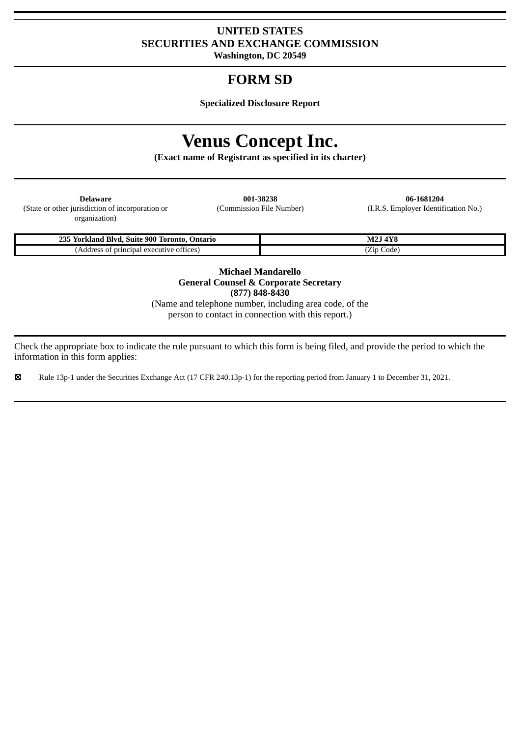**UNITED STATES**
**SECURITIES AND EXCHANGE COMMISSION**
**Washington, DC 20549**

# FORM SD

**Specialized Disclosure Report**

# Venus Concept Inc.

**(Exact name of Registrant as specified in its charter)**

| **Delaware** | **001-38238** | **06-1681204** |
|---|---|---|
| (State or other jurisdiction of incorporation or organization) | (Commission File Number) | (I.R.S. Employer Identification No.) |

| **235 Yorkland Blvd, Suite 900 Toronto, Ontario** | **M2J 4Y8** |
|---|---|
| (Address of principal executive offices) | (Zip Code) |

**Michael Mandarello**
**General Counsel & Corporate Secretary**
**(877) 848-8430**
(Name and telephone number, including area code, of the person to contact in connection with this report.)

Check the appropriate box to indicate the rule pursuant to which this form is being filed, and provide the period to which the information in this form applies:

☒ Rule 13p-1 under the Securities Exchange Act (17 CFR 240.13p-1) for the reporting period from January 1 to December 31, 2021.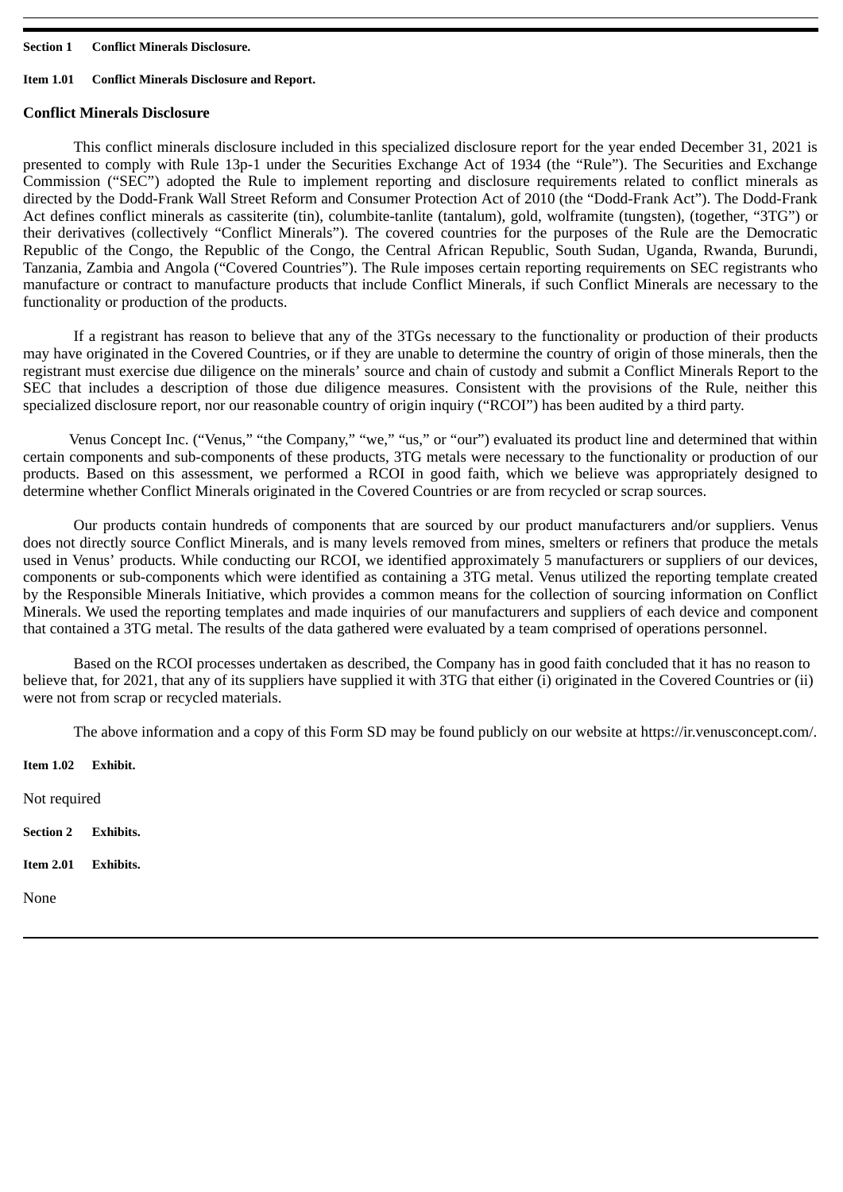**Section 1 Conflict Minerals Disclosure.**

**Item 1.01 Conflict Minerals Disclosure and Report.**

## Conflict Minerals Disclosure

This conflict minerals disclosure included in this specialized disclosure report for the year ended December 31, 2021 is presented to comply with Rule 13p-1 under the Securities Exchange Act of 1934 (the "Rule"). The Securities and Exchange Commission ("SEC") adopted the Rule to implement reporting and disclosure requirements related to conflict minerals as directed by the Dodd-Frank Wall Street Reform and Consumer Protection Act of 2010 (the "Dodd-Frank Act"). The Dodd-Frank Act defines conflict minerals as cassiterite (tin), columbite-tanlite (tantalum), gold, wolframite (tungsten), (together, "3TG") or their derivatives (collectively "Conflict Minerals"). The covered countries for the purposes of the Rule are the Democratic Republic of the Congo, the Republic of the Congo, the Central African Republic, South Sudan, Uganda, Rwanda, Burundi, Tanzania, Zambia and Angola ("Covered Countries"). The Rule imposes certain reporting requirements on SEC registrants who manufacture or contract to manufacture products that include Conflict Minerals, if such Conflict Minerals are necessary to the functionality or production of the products.

If a registrant has reason to believe that any of the 3TGs necessary to the functionality or production of their products may have originated in the Covered Countries, or if they are unable to determine the country of origin of those minerals, then the registrant must exercise due diligence on the minerals' source and chain of custody and submit a Conflict Minerals Report to the SEC that includes a description of those due diligence measures. Consistent with the provisions of the Rule, neither this specialized disclosure report, nor our reasonable country of origin inquiry ("RCOI") has been audited by a third party.

Venus Concept Inc. ("Venus," "the Company," "we," "us," or "our") evaluated its product line and determined that within certain components and sub-components of these products, 3TG metals were necessary to the functionality or production of our products. Based on this assessment, we performed a RCOI in good faith, which we believe was appropriately designed to determine whether Conflict Minerals originated in the Covered Countries or are from recycled or scrap sources.

Our products contain hundreds of components that are sourced by our product manufacturers and/or suppliers. Venus does not directly source Conflict Minerals, and is many levels removed from mines, smelters or refiners that produce the metals used in Venus' products. While conducting our RCOI, we identified approximately 5 manufacturers or suppliers of our devices, components or sub-components which were identified as containing a 3TG metal. Venus utilized the reporting template created by the Responsible Minerals Initiative, which provides a common means for the collection of sourcing information on Conflict Minerals. We used the reporting templates and made inquiries of our manufacturers and suppliers of each device and component that contained a 3TG metal. The results of the data gathered were evaluated by a team comprised of operations personnel.

Based on the RCOI processes undertaken as described, the Company has in good faith concluded that it has no reason to believe that, for 2021, that any of its suppliers have supplied it with 3TG that either (i) originated in the Covered Countries or (ii) were not from scrap or recycled materials.

The above information and a copy of this Form SD may be found publicly on our website at https://ir.venusconcept.com/.

**Item 1.02 Exhibit.**

Not required

**Section 2 Exhibits.**

**Item 2.01 Exhibits.**

None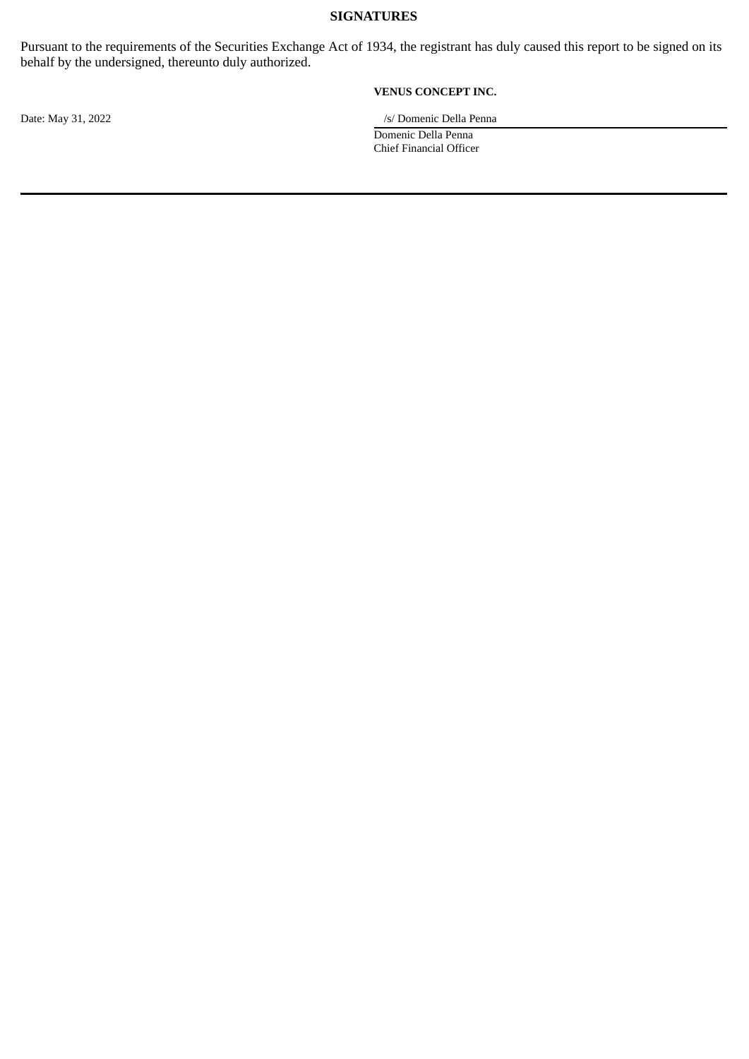**SIGNATURES**

Pursuant to the requirements of the Securities Exchange Act of 1934, the registrant has duly caused this report to be signed on its behalf by the undersigned, thereunto duly authorized.

**VENUS CONCEPT INC.**

Date: May 31, 2022

/s/ Domenic Della Penna

Domenic Della Penna
Chief Financial Officer